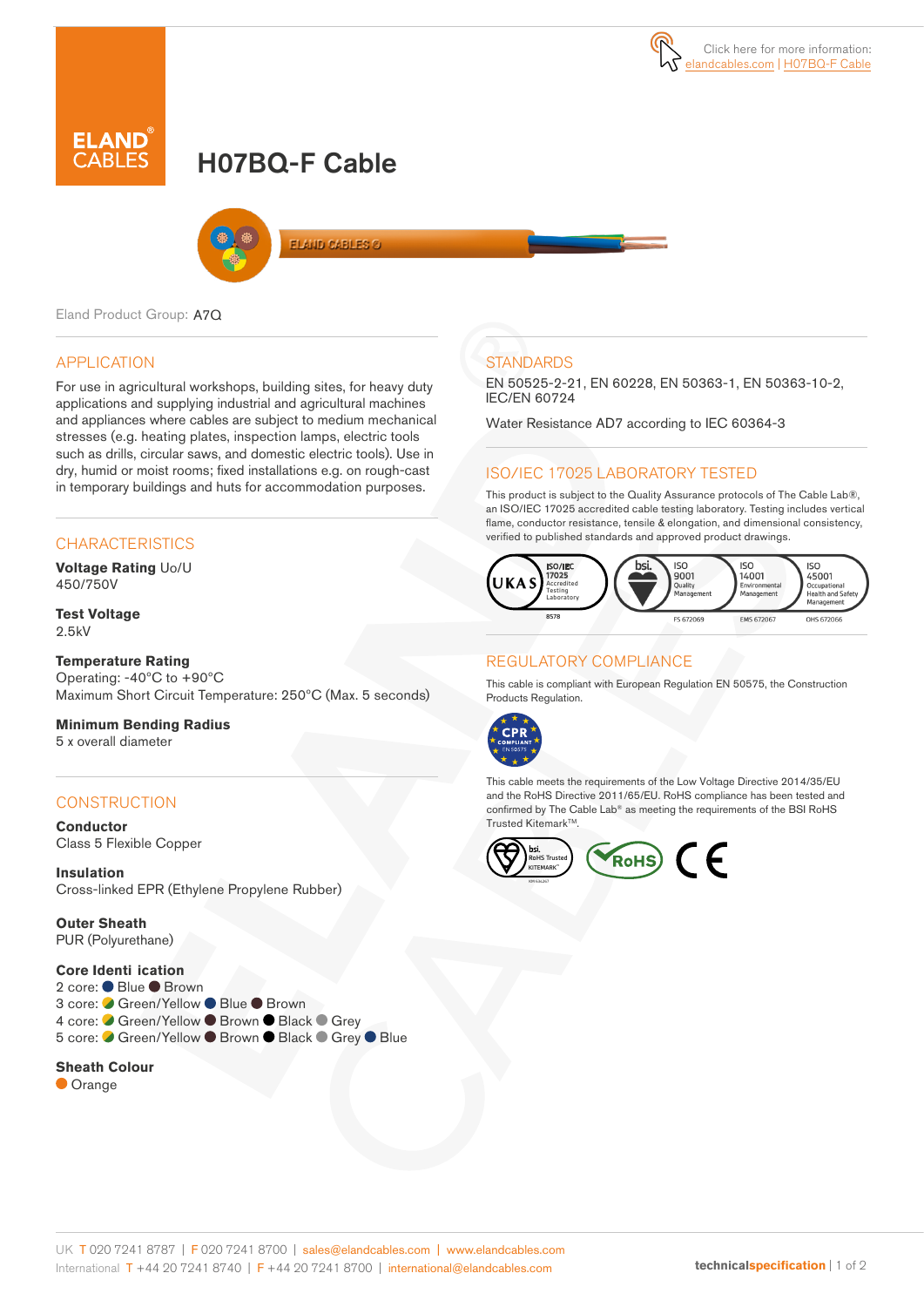Click here for more information: elandcables.com | H07BQ-F Cable

# H07BQ-F Cable

Eland Product Group: A7Q

## APPLICATION

For use in agricultural workshops, building sites, for heavy duty applications and supplying industrial and agricultural machines and appliances where cables are subject to medium mechanical stresses (e.g. heating plates, inspection lamps, electric tools such as drills, circular saws, and domestic electric tools). Use in dry, humid or moist rooms; fixed installations e.g. on rough-cast in temporary buildings and huts for accommodation purposes.

## CHARACTERISTICS

**Voltage Rating** Uo/U
450/750V

**Test Voltage**
2.5kV

**Temperature Rating**
Operating: -40°C to +90°C
Maximum Short Circuit Temperature: 250°C (Max. 5 seconds)

**Minimum Bending Radius**
5 x overall diameter

## CONSTRUCTION

**Conductor**
Class 5 Flexible Copper

**Insulation**
Cross-linked EPR (Ethylene Propylene Rubber)

**Outer Sheath**
PUR (Polyurethane)

**Core Identi ication**
2 core: Blue, Brown
3 core: Green/Yellow, Blue, Brown
4 core: Green/Yellow, Brown, Black, Grey
5 core: Green/Yellow, Brown, Black, Grey, Blue

**Sheath Colour**
Orange

## STANDARDS

EN 50525-2-21, EN 60228, EN 50363-1, EN 50363-10-2, IEC/EN 60724

Water Resistance AD7 according to IEC 60364-3

## ISO/IEC 17025 LABORATORY TESTED

This product is subject to the Quality Assurance protocols of The Cable Lab®, an ISO/IEC 17025 accredited cable testing laboratory. Testing includes vertical flame, conductor resistance, tensile & elongation, and dimensional consistency, verified to published standards and approved product drawings.

UKAS ISO/IEC 17025 Accredited Testing Laboratory 8578 | bsi. ISO 9001 Quality Management FS 672069 | ISO 14001 Environmental Management EMS 672067 | ISO 45001 Occupational Health and Safety Management OHS 672066

## REGULATORY COMPLIANCE

This cable is compliant with European Regulation EN 50575, the Construction Products Regulation.

This cable meets the requirements of the Low Voltage Directive 2014/35/EU and the RoHS Directive 2011/65/EU. RoHS compliance has been tested and confirmed by The Cable Lab® as meeting the requirements of the BSI RoHS Trusted Kitemark™.

UK T 020 7241 8787 | F 020 7241 8700 | sales@elandcables.com | www.elandcables.com
International T +44 20 7241 8740 | F +44 20 7241 8700 | international@elandcables.com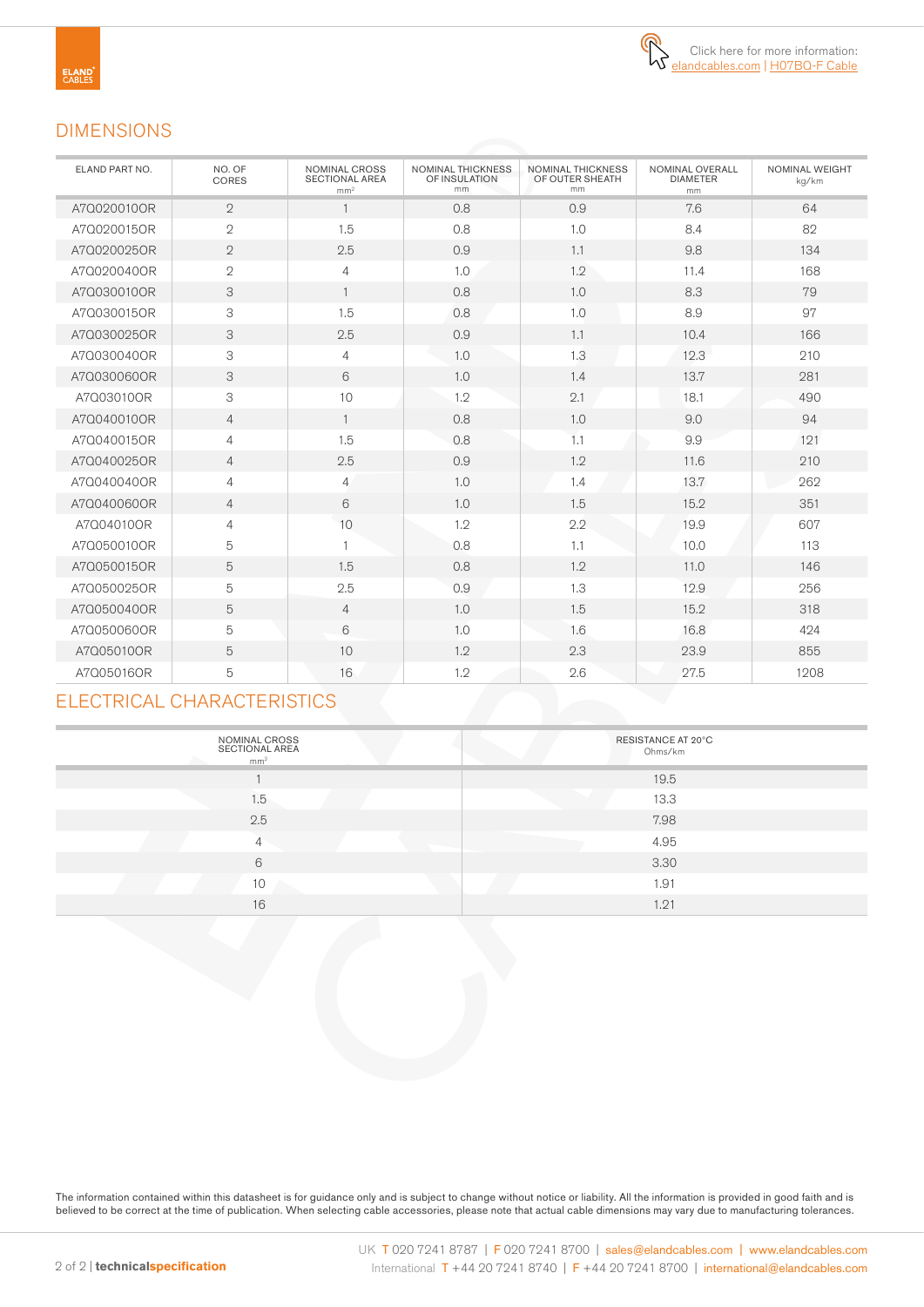Click here for more information: elandcables.com | H07BQ-F Cable

## DIMENSIONS

| ELAND PART NO. | NO. OF CORES | NOMINAL CROSS SECTIONAL AREA mm² | NOMINAL THICKNESS OF INSULATION mm | NOMINAL THICKNESS OF OUTER SHEATH mm | NOMINAL OVERALL DIAMETER mm | NOMINAL WEIGHT kg/km |
|---|---|---|---|---|---|---|
| A7Q0200100R | 2 | 1 | 0.8 | 0.9 | 7.6 | 64 |
| A7Q0200150R | 2 | 1.5 | 0.8 | 1.0 | 8.4 | 82 |
| A7Q0200250R | 2 | 2.5 | 0.9 | 1.1 | 9.8 | 134 |
| A7Q0200400R | 2 | 4 | 1.0 | 1.2 | 11.4 | 168 |
| A7Q0300100R | 3 | 1 | 0.8 | 1.0 | 8.3 | 79 |
| A7Q0300150R | 3 | 1.5 | 0.8 | 1.0 | 8.9 | 97 |
| A7Q0300250R | 3 | 2.5 | 0.9 | 1.1 | 10.4 | 166 |
| A7Q0300400R | 3 | 4 | 1.0 | 1.3 | 12.3 | 210 |
| A7Q0300600R | 3 | 6 | 1.0 | 1.4 | 13.7 | 281 |
| A7Q030100R | 3 | 10 | 1.2 | 2.1 | 18.1 | 490 |
| A7Q0400100R | 4 | 1 | 0.8 | 1.0 | 9.0 | 94 |
| A7Q0400150R | 4 | 1.5 | 0.8 | 1.1 | 9.9 | 121 |
| A7Q0400250R | 4 | 2.5 | 0.9 | 1.2 | 11.6 | 210 |
| A7Q0400400R | 4 | 4 | 1.0 | 1.4 | 13.7 | 262 |
| A7Q0400600R | 4 | 6 | 1.0 | 1.5 | 15.2 | 351 |
| A7Q040100R | 4 | 10 | 1.2 | 2.2 | 19.9 | 607 |
| A7Q0500100R | 5 | 1 | 0.8 | 1.1 | 10.0 | 113 |
| A7Q0500150R | 5 | 1.5 | 0.8 | 1.2 | 11.0 | 146 |
| A7Q0500250R | 5 | 2.5 | 0.9 | 1.3 | 12.9 | 256 |
| A7Q0500400R | 5 | 4 | 1.0 | 1.5 | 15.2 | 318 |
| A7Q0500600R | 5 | 6 | 1.0 | 1.6 | 16.8 | 424 |
| A7Q050100R | 5 | 10 | 1.2 | 2.3 | 23.9 | 855 |
| A7Q050160R | 5 | 16 | 1.2 | 2.6 | 27.5 | 1208 |

## ELECTRICAL CHARACTERISTICS

| NOMINAL CROSS SECTIONAL AREA mm² | RESISTANCE AT 20°C Ohms/km |
|---|---|
| 1 | 19.5 |
| 1.5 | 13.3 |
| 2.5 | 7.98 |
| 4 | 4.95 |
| 6 | 3.30 |
| 10 | 1.91 |
| 16 | 1.21 |

The information contained within this datasheet is for guidance only and is subject to change without notice or liability. All the information is provided in good faith and is believed to be correct at the time of publication. When selecting cable accessories, please note that actual cable dimensions may vary due to manufacturing tolerances.

UK T 020 7241 8787 | F 020 7241 8700 | sales@elandcables.com | www.elandcables.com
International T +44 20 7241 8740 | F +44 20 7241 8700 | international@elandcables.com